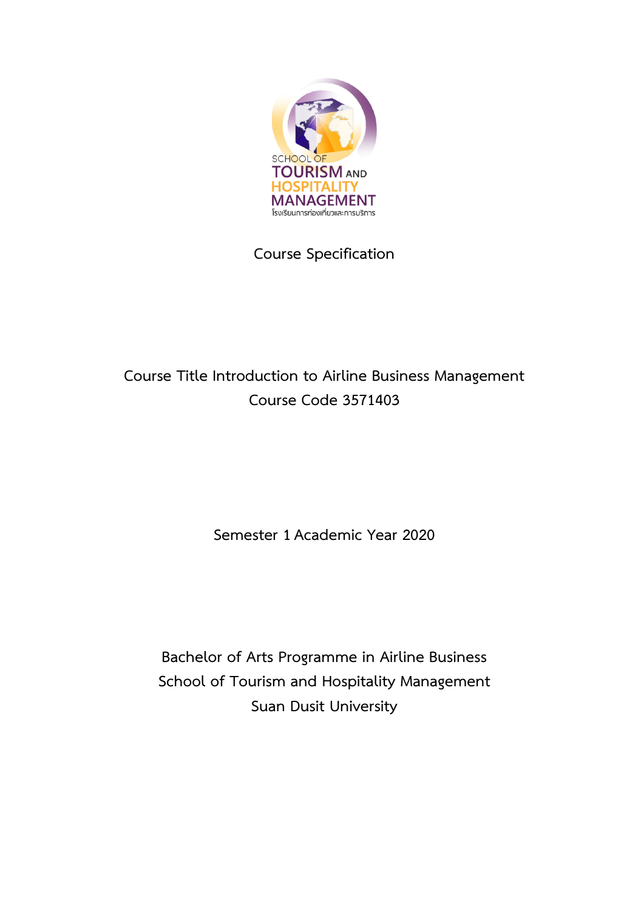SCHOOL OF TOURISM AND HOSPITALITY MANAGEMENT

โรงเรียนการท่องเที่ยวและการบริการ

# Course Specification

Course Title Introduction to Airline Business Management

Course Code 3571403

Semester 1 Academic Year 2020

Bachelor of Arts Programme in Airline Business

School of Tourism and Hospitality Management

Suan Dusit University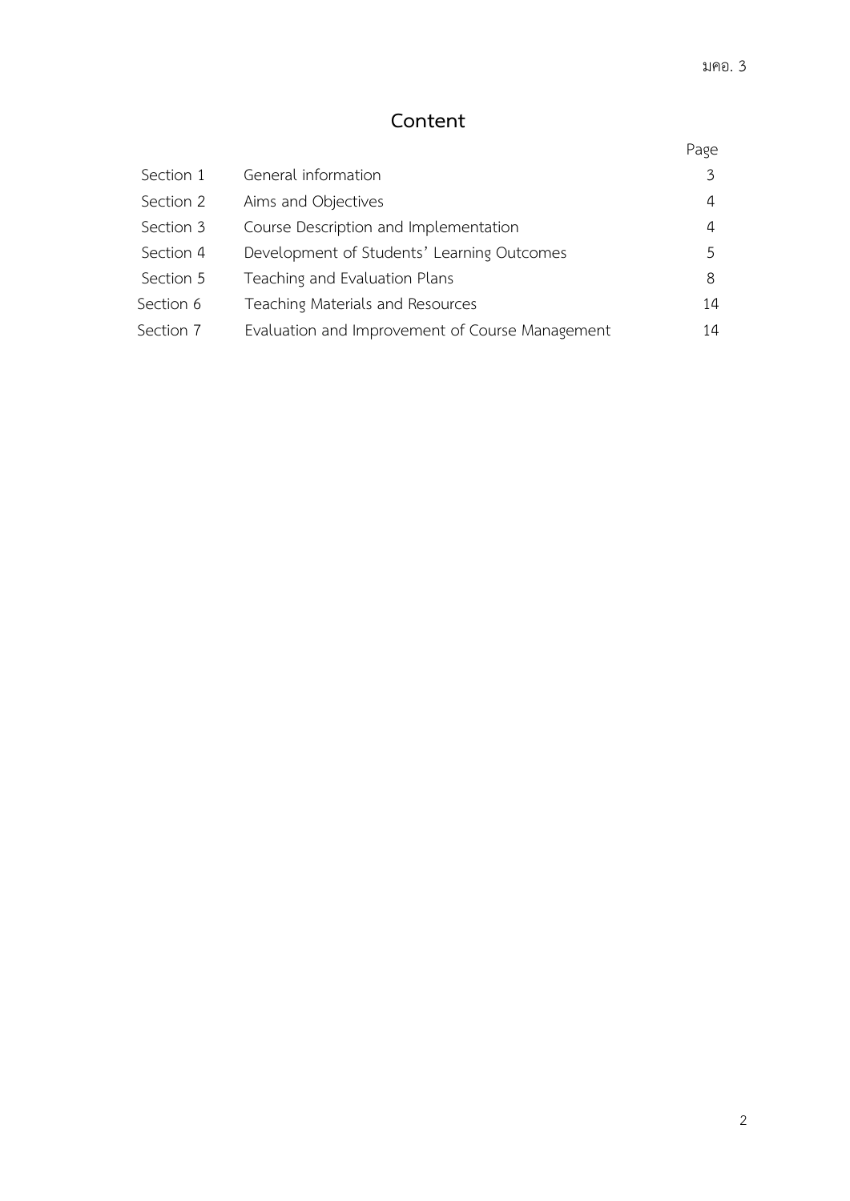# Content

| | | Page |
|---|---|---|
| Section 1 | General information | 3 |
| Section 2 | Aims and Objectives | 4 |
| Section 3 | Course Description and Implementation | 4 |
| Section 4 | Development of Students' Learning Outcomes | 5 |
| Section 5 | Teaching and Evaluation Plans | 8 |
| Section 6 | Teaching Materials and Resources | 14 |
| Section 7 | Evaluation and Improvement of Course Management | 14 |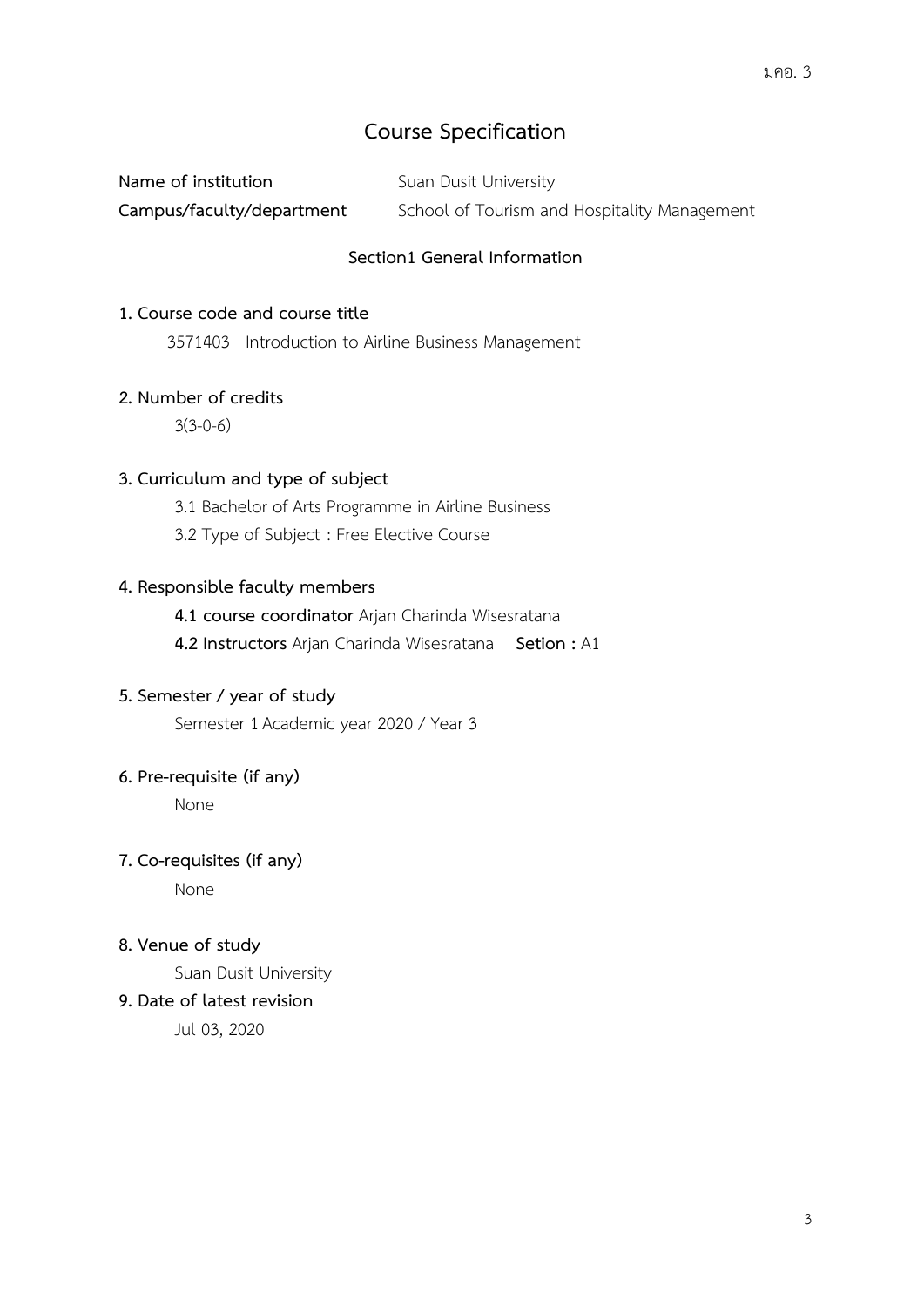# Course Specification

**Name of institution** Suan Dusit University

**Campus/faculty/department** School of Tourism and Hospitality Management

## Section1 General Information

**1. Course code and course title**

3571403 Introduction to Airline Business Management

**2. Number of credits**

3(3-0-6)

**3. Curriculum and type of subject**

3.1 Bachelor of Arts Programme in Airline Business

3.2 Type of Subject : Free Elective Course

**4. Responsible faculty members**

**4.1 course coordinator** Arjan Charinda Wisesratana

**4.2 Instructors** Arjan Charinda Wisesratana **Setion :** A1

**5. Semester / year of study**

Semester 1 Academic year 2020 / Year 3

**6. Pre-requisite (if any)**

None

**7. Co-requisites (if any)**

None

**8. Venue of study**

Suan Dusit University

**9. Date of latest revision**

Jul 03, 2020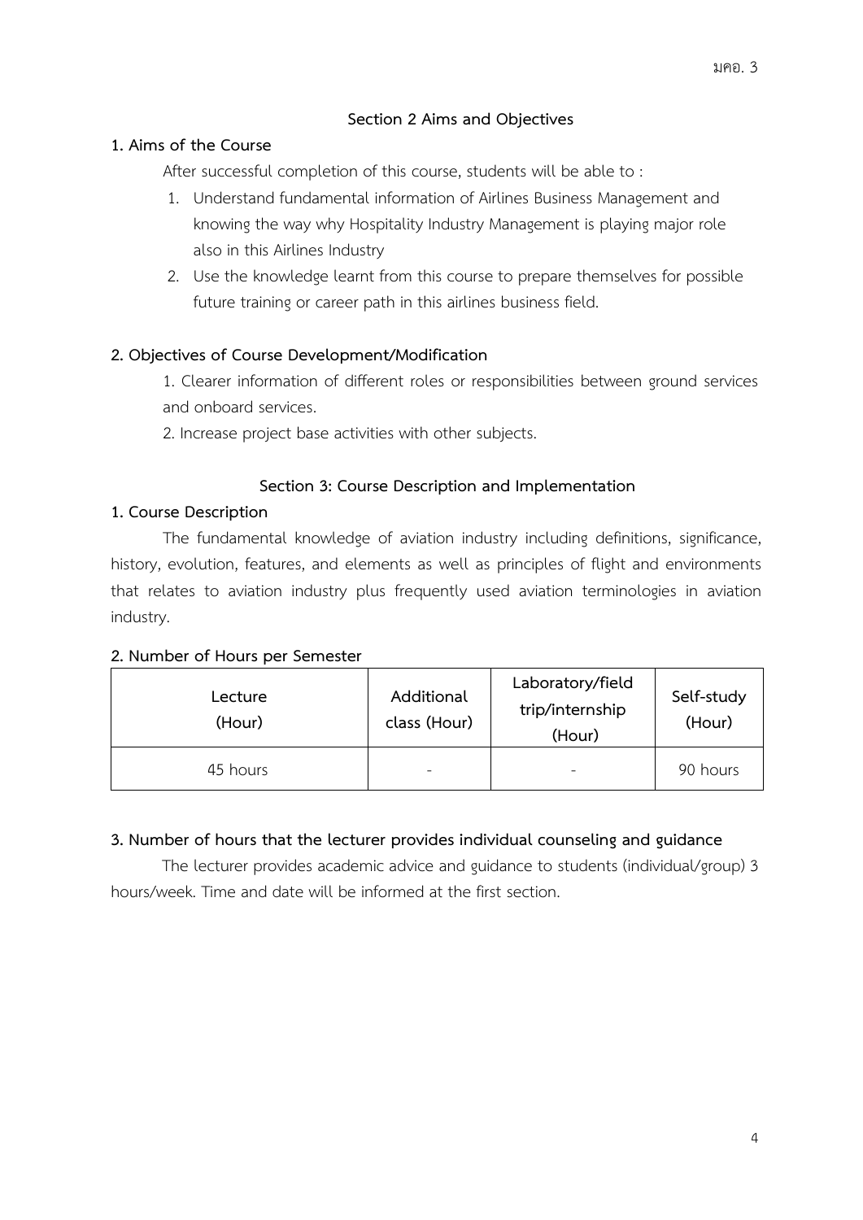## Section 2 Aims and Objectives

### 1. Aims of the Course

After successful completion of this course, students will be able to :

1. Understand fundamental information of Airlines Business Management and knowing the way why Hospitality Industry Management is playing major role also in this Airlines Industry
2. Use the knowledge learnt from this course to prepare themselves for possible future training or career path in this airlines business field.

### 2. Objectives of Course Development/Modification

1. Clearer information of different roles or responsibilities between ground services and onboard services.
2. Increase project base activities with other subjects.

## Section 3: Course Description and Implementation

### 1. Course Description

The fundamental knowledge of aviation industry including definitions, significance, history, evolution, features, and elements as well as principles of flight and environments that relates to aviation industry plus frequently used aviation terminologies in aviation industry.

### 2. Number of Hours per Semester

| Lecture (Hour) | Additional class (Hour) | Laboratory/field trip/internship (Hour) | Self-study (Hour) |
|---|---|---|---|
| 45 hours | - | - | 90 hours |

### 3. Number of hours that the lecturer provides individual counseling and guidance

The lecturer provides academic advice and guidance to students (individual/group) 3 hours/week. Time and date will be informed at the first section.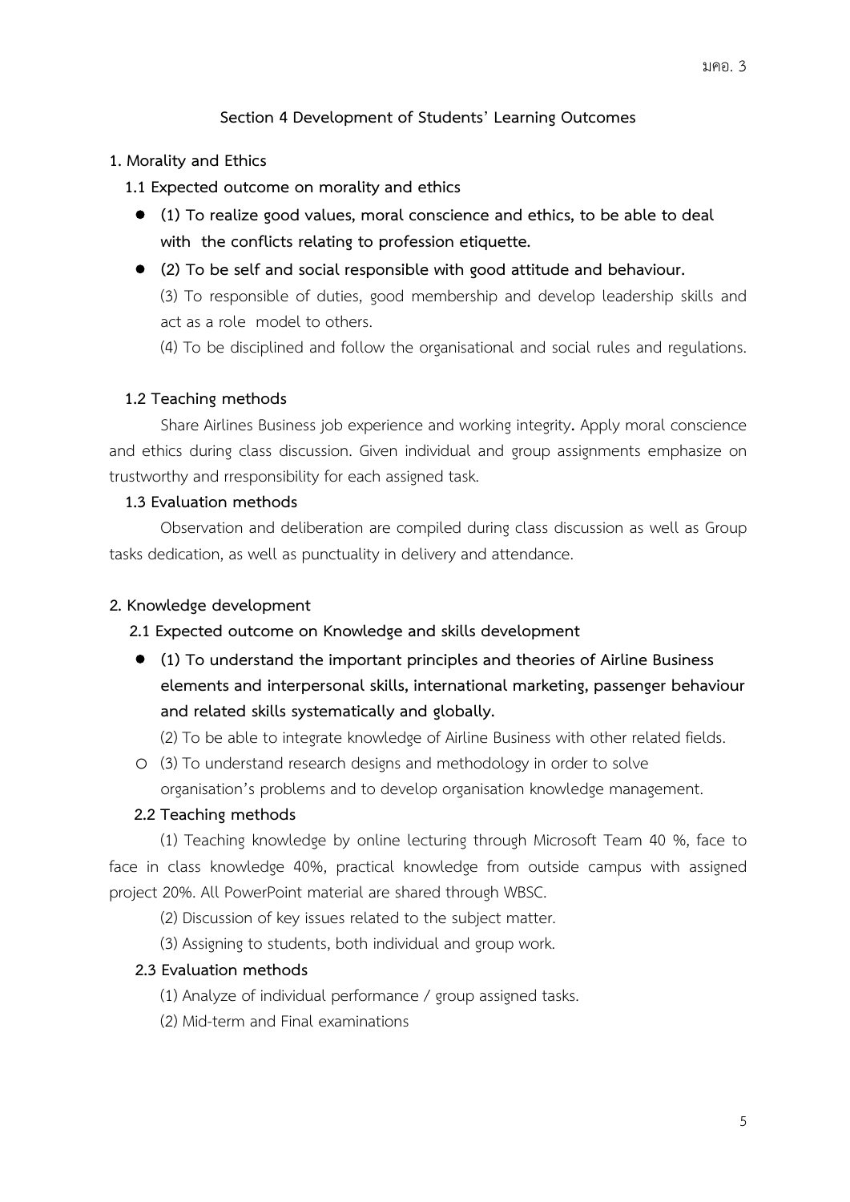## Section 4 Development of Students' Learning Outcomes

### 1. Morality and Ethics

#### 1.1 Expected outcome on morality and ethics

- **(1) To realize good values, moral conscience and ethics, to be able to deal with the conflicts relating to profession etiquette.**
- **(2) To be self and social responsible with good attitude and behaviour.**

  (3) To responsible of duties, good membership and develop leadership skills and act as a role model to others.

  (4) To be disciplined and follow the organisational and social rules and regulations.

#### 1.2 Teaching methods

Share Airlines Business job experience and working integrity**.** Apply moral conscience and ethics during class discussion. Given individual and group assignments emphasize on trustworthy and rresponsibility for each assigned task.

#### 1.3 Evaluation methods

Observation and deliberation are compiled during class discussion as well as Group tasks dedication, as well as punctuality in delivery and attendance.

### 2. Knowledge development

#### 2.1 Expected outcome on Knowledge and skills development

- **(1) To understand the important principles and theories of Airline Business elements and interpersonal skills, international marketing, passenger behaviour and related skills systematically and globally.**

  (2) To be able to integrate knowledge of Airline Business with other related fields.

- ○ (3) To understand research designs and methodology in order to solve organisation's problems and to develop organisation knowledge management.

#### 2.2 Teaching methods

(1) Teaching knowledge by online lecturing through Microsoft Team 40 %, face to face in class knowledge 40%, practical knowledge from outside campus with assigned project 20%. All PowerPoint material are shared through WBSC.

(2) Discussion of key issues related to the subject matter.

(3) Assigning to students, both individual and group work.

#### 2.3 Evaluation methods

(1) Analyze of individual performance / group assigned tasks.

(2) Mid-term and Final examinations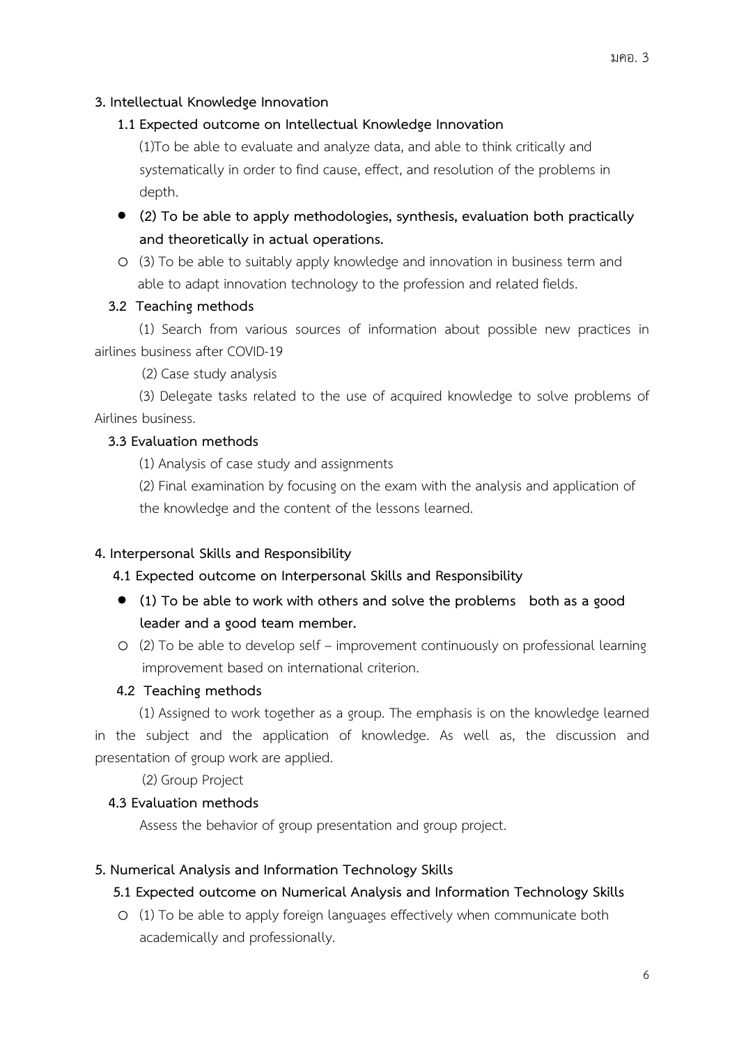## 3. Intellectual Knowledge Innovation

### 1.1 Expected outcome on Intellectual Knowledge Innovation

(1)To be able to evaluate and analyze data, and able to think critically and systematically in order to find cause, effect, and resolution of the problems in depth.

- **(2) To be able to apply methodologies, synthesis, evaluation both practically and theoretically in actual operations.**

o (3) To be able to suitably apply knowledge and innovation in business term and able to adapt innovation technology to the profession and related fields.

### 3.2 Teaching methods

(1) Search from various sources of information about possible new practices in airlines business after COVID-19

(2) Case study analysis

(3) Delegate tasks related to the use of acquired knowledge to solve problems of Airlines business.

### 3.3 Evaluation methods

(1) Analysis of case study and assignments

(2) Final examination by focusing on the exam with the analysis and application of the knowledge and the content of the lessons learned.

## 4. Interpersonal Skills and Responsibility

### 4.1 Expected outcome on Interpersonal Skills and Responsibility

- **(1) To be able to work with others and solve the problems both as a good leader and a good team member.**

o (2) To be able to develop self – improvement continuously on professional learning improvement based on international criterion.

### 4.2 Teaching methods

(1) Assigned to work together as a group. The emphasis is on the knowledge learned in the subject and the application of knowledge. As well as, the discussion and presentation of group work are applied.

(2) Group Project

### 4.3 Evaluation methods

Assess the behavior of group presentation and group project.

## 5. Numerical Analysis and Information Technology Skills

### 5.1 Expected outcome on Numerical Analysis and Information Technology Skills

o (1) To be able to apply foreign languages effectively when communicate both academically and professionally.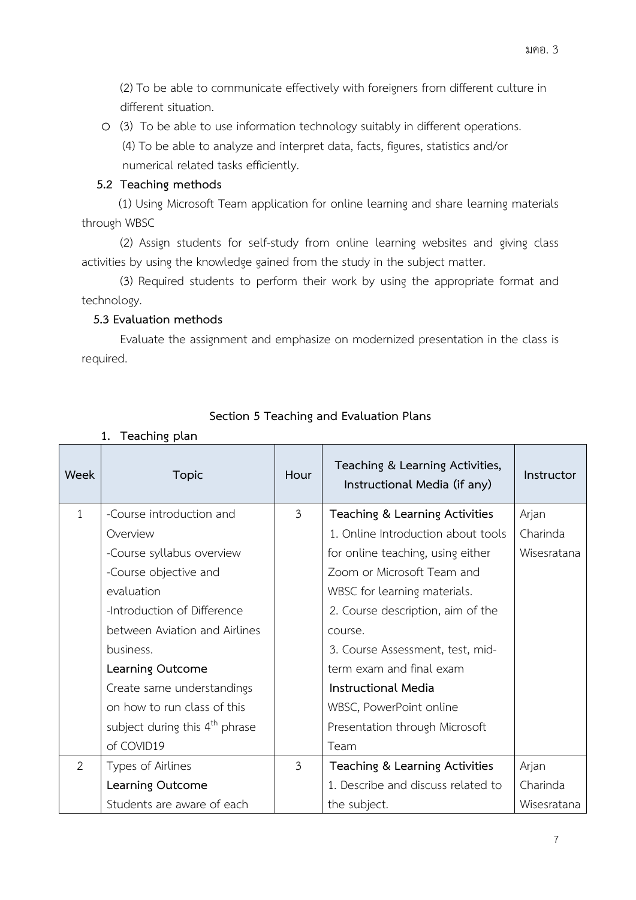(2) To be able to communicate effectively with foreigners from different culture in different situation.

- (3) To be able to use information technology suitably in different operations.

(4) To be able to analyze and interpret data, facts, figures, statistics and/or numerical related tasks efficiently.

**5.2 Teaching methods**

(1) Using Microsoft Team application for online learning and share learning materials through WBSC

(2) Assign students for self-study from online learning websites and giving class activities by using the knowledge gained from the study in the subject matter.

(3) Required students to perform their work by using the appropriate format and technology.

**5.3 Evaluation methods**

Evaluate the assignment and emphasize on modernized presentation in the class is required.

## Section 5 Teaching and Evaluation Plans

**1. Teaching plan**

| Week | Topic | Hour | Teaching & Learning Activities, Instructional Media (if any) | Instructor |
|---|---|---|---|---|
| 1 | -Course introduction and Overview<br>-Course syllabus overview<br>-Course objective and evaluation<br>-Introduction of Difference between Aviation and Airlines business.<br>**Learning Outcome**<br>Create same understandings on how to run class of this subject during this 4th phrase of COVID19 | 3 | **Teaching & Learning Activities**<br>1. Online Introduction about tools for online teaching, using either Zoom or Microsoft Team and WBSC for learning materials.<br>2. Course description, aim of the course.<br>3. Course Assessment, test, mid-term exam and final exam<br>**Instructional Media**<br>WBSC, PowerPoint online Presentation through Microsoft Team | Arjan Charinda Wisesratana |
| 2 | Types of Airlines<br>**Learning Outcome**<br>Students are aware of each | 3 | **Teaching & Learning Activities**<br>1. Describe and discuss related to the subject. | Arjan Charinda Wisesratana |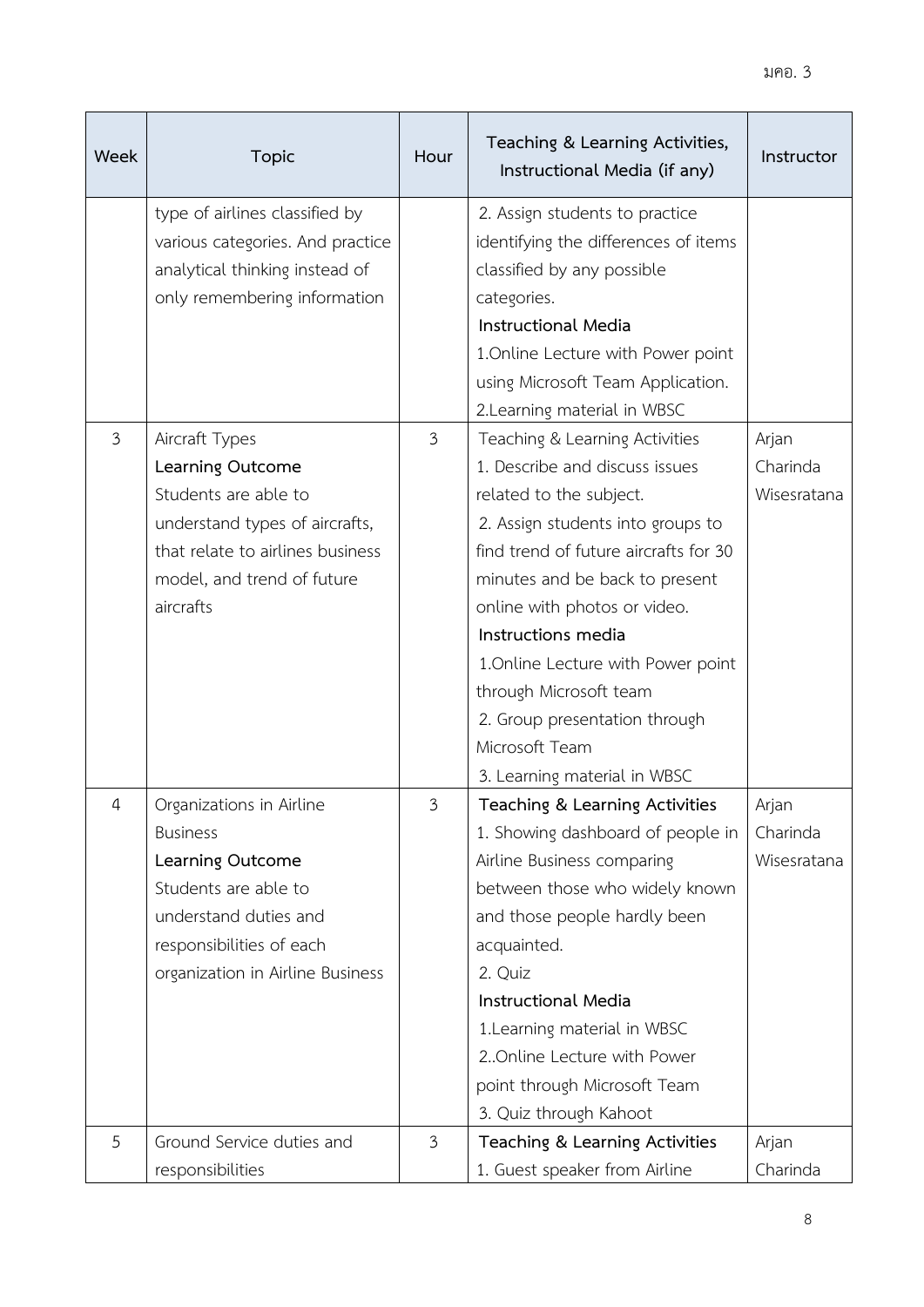| Week | Topic | Hour | Teaching & Learning Activities, Instructional Media (if any) | Instructor |
|---|---|---|---|---|
| | type of airlines classified by various categories. And practice analytical thinking instead of only remembering information | | 2. Assign students to practice identifying the differences of items classified by any possible categories.<br>**Instructional Media**<br>1.Online Lecture with Power point using Microsoft Team Application.<br>2.Learning material in WBSC | |
| 3 | Aircraft Types<br>**Learning Outcome**<br>Students are able to understand types of aircrafts, that relate to airlines business model, and trend of future aircrafts | 3 | Teaching & Learning Activities<br>1. Describe and discuss issues related to the subject.<br>2. Assign students into groups to find trend of future aircrafts for 30 minutes and be back to present online with photos or video.<br>**Instructions media**<br>1.Online Lecture with Power point through Microsoft team<br>2. Group presentation through Microsoft Team<br>3. Learning material in WBSC | Arjan Charinda Wisesratana |
| 4 | Organizations in Airline Business<br>**Learning Outcome**<br>Students are able to understand duties and responsibilities of each organization in Airline Business | 3 | **Teaching & Learning Activities**<br>1. Showing dashboard of people in Airline Business comparing between those who widely known and those people hardly been acquainted.<br>2. Quiz<br>**Instructional Media**<br>1.Learning material in WBSC<br>2..Online Lecture with Power point through Microsoft Team<br>3. Quiz through Kahoot | Arjan Charinda Wisesratana |
| 5 | Ground Service duties and responsibilities | 3 | **Teaching & Learning Activities**<br>1. Guest speaker from Airline | Arjan Charinda |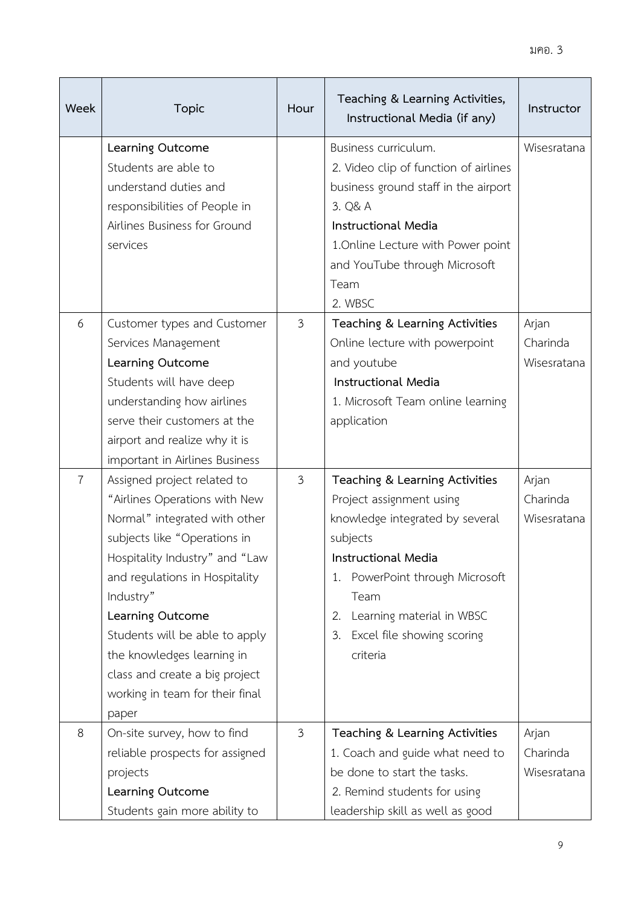| Week | Topic | Hour | Teaching & Learning Activities, Instructional Media (if any) | Instructor |
|---|---|---|---|---|
| | **Learning Outcome**<br>Students are able to understand duties and responsibilities of People in Airlines Business for Ground services | | Business curriculum.<br>2. Video clip of function of airlines business ground staff in the airport<br>3. Q& A<br>**Instructional Media**<br>1.Online Lecture with Power point and YouTube through Microsoft Team<br>2. WBSC | Wisesratana |
| 6 | Customer types and Customer Services Management<br>**Learning Outcome**<br>Students will have deep understanding how airlines serve their customers at the airport and realize why it is important in Airlines Business | 3 | **Teaching & Learning Activities**<br>Online lecture with powerpoint and youtube<br>**Instructional Media**<br>1. Microsoft Team online learning application | Arjan Charinda Wisesratana |
| 7 | Assigned project related to "Airlines Operations with New Normal" integrated with other subjects like "Operations in Hospitality Industry" and "Law and regulations in Hospitality Industry"<br>**Learning Outcome**<br>Students will be able to apply the knowledges learning in class and create a big project working in team for their final paper | 3 | **Teaching & Learning Activities**<br>Project assignment using knowledge integrated by several subjects<br>**Instructional Media**<br>1. PowerPoint through Microsoft Team<br>2. Learning material in WBSC<br>3. Excel file showing scoring criteria | Arjan Charinda Wisesratana |
| 8 | On-site survey, how to find reliable prospects for assigned projects<br>**Learning Outcome**<br>Students gain more ability to | 3 | **Teaching & Learning Activities**<br>1. Coach and guide what need to be done to start the tasks.<br>2. Remind students for using leadership skill as well as good | Arjan Charinda Wisesratana |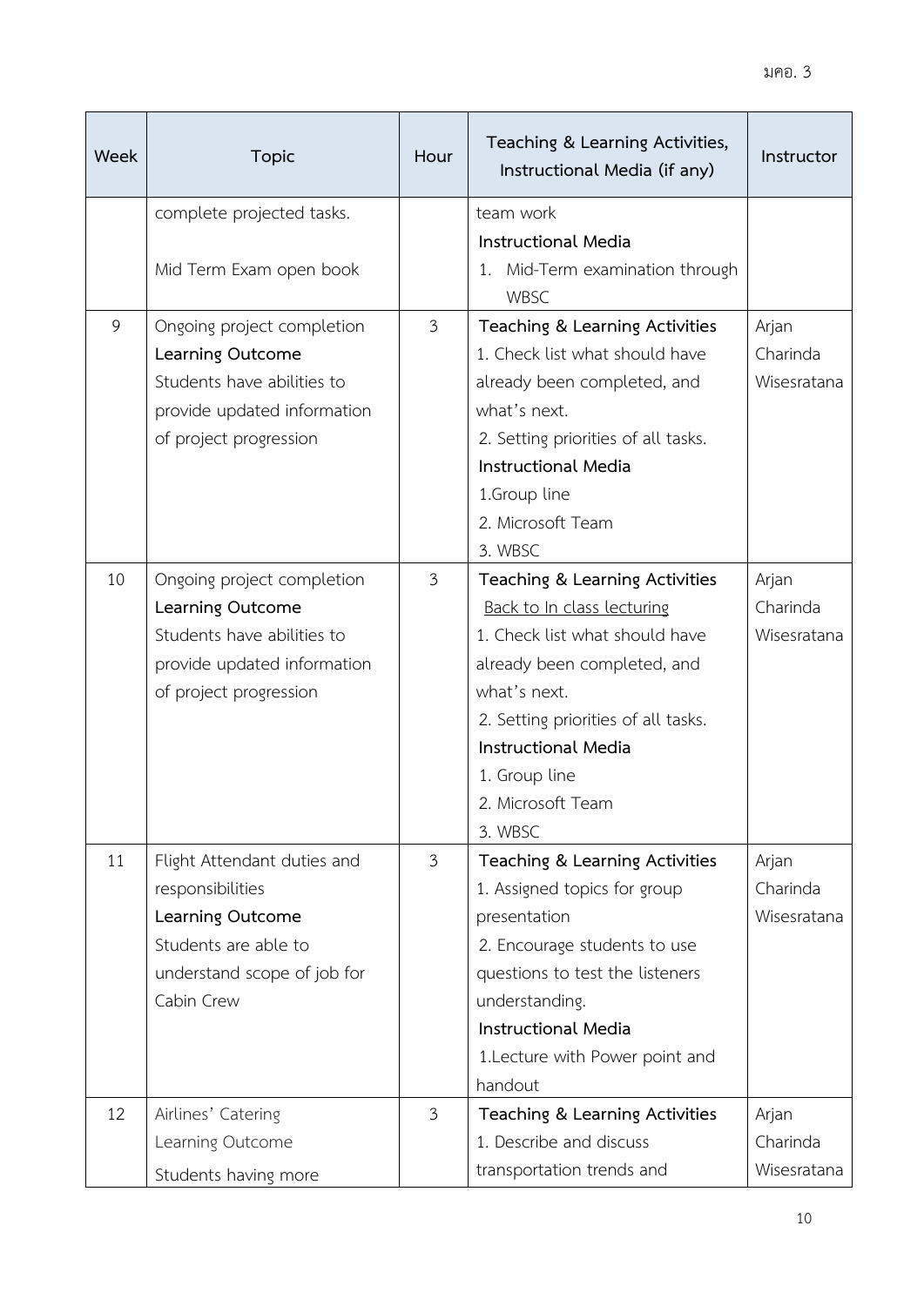| Week | Topic | Hour | Teaching & Learning Activities, Instructional Media (if any) | Instructor |
|---|---|---|---|---|
| | complete projected tasks.<br><br>Mid Term Exam open book | | team work<br>**Instructional Media**<br>1. Mid-Term examination through WBSC | |
| 9 | Ongoing project completion<br>**Learning Outcome**<br>Students have abilities to provide updated information of project progression | 3 | **Teaching & Learning Activities**<br>1. Check list what should have already been completed, and what's next.<br>2. Setting priorities of all tasks.<br>**Instructional Media**<br>1.Group line<br>2. Microsoft Team<br>3. WBSC | Arjan Charinda Wisesratana |
| 10 | Ongoing project completion<br>**Learning Outcome**<br>Students have abilities to provide updated information of project progression | 3 | **Teaching & Learning Activities**<br><u>Back to In class lecturing</u><br>1. Check list what should have already been completed, and what's next.<br>2. Setting priorities of all tasks.<br>**Instructional Media**<br>1. Group line<br>2. Microsoft Team<br>3. WBSC | Arjan Charinda Wisesratana |
| 11 | Flight Attendant duties and responsibilities<br>**Learning Outcome**<br>Students are able to understand scope of job for Cabin Crew | 3 | **Teaching & Learning Activities**<br>1. Assigned topics for group presentation<br>2. Encourage students to use questions to test the listeners understanding.<br>**Instructional Media**<br>1.Lecture with Power point and handout | Arjan Charinda Wisesratana |
| 12 | Airlines' Catering<br>Learning Outcome<br>Students having more | 3 | **Teaching & Learning Activities**<br>1. Describe and discuss transportation trends and | Arjan Charinda Wisesratana |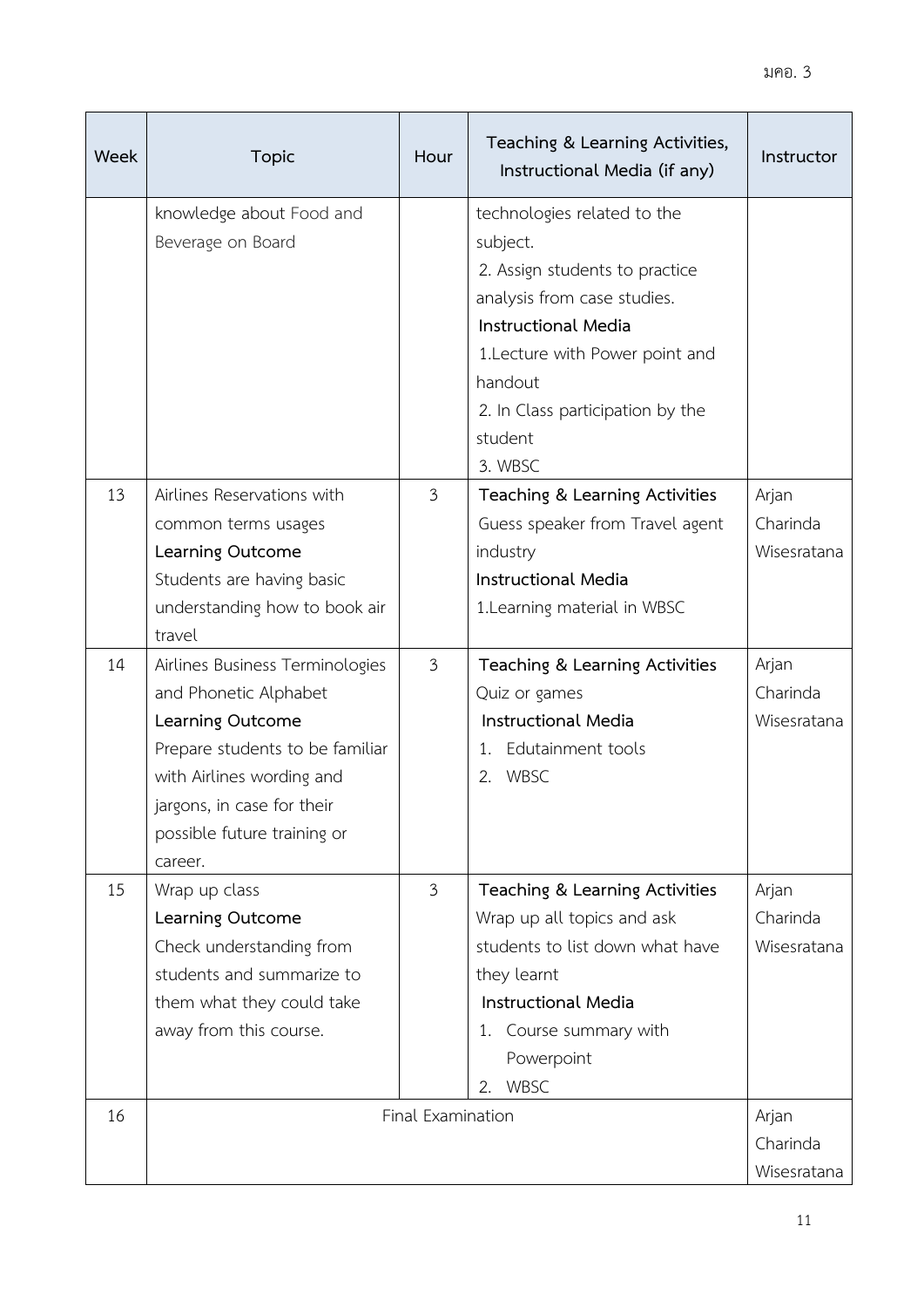| Week | Topic | Hour | Teaching & Learning Activities, Instructional Media (if any) | Instructor |
|---|---|---|---|---|
| | knowledge about Food and Beverage on Board | | technologies related to the subject.<br>2. Assign students to practice analysis from case studies.<br>**Instructional Media**<br>1.Lecture with Power point and handout<br>2. In Class participation by the student<br>3. WBSC | |
| 13 | Airlines Reservations with common terms usages<br>**Learning Outcome**<br>Students are having basic understanding how to book air travel | 3 | **Teaching & Learning Activities**<br>Guess speaker from Travel agent industry<br>**Instructional Media**<br>1.Learning material in WBSC | Arjan Charinda Wisesratana |
| 14 | Airlines Business Terminologies and Phonetic Alphabet<br>**Learning Outcome**<br>Prepare students to be familiar with Airlines wording and jargons, in case for their possible future training or career. | 3 | **Teaching & Learning Activities**<br>Quiz or games<br>**Instructional Media**<br>1. Edutainment tools<br>2. WBSC | Arjan Charinda Wisesratana |
| 15 | Wrap up class<br>**Learning Outcome**<br>Check understanding from students and summarize to them what they could take away from this course. | 3 | **Teaching & Learning Activities**<br>Wrap up all topics and ask students to list down what have they learnt<br>**Instructional Media**<br>1. Course summary with Powerpoint<br>2. WBSC | Arjan Charinda Wisesratana |
| 16 | Final Examination | | | Arjan Charinda Wisesratana |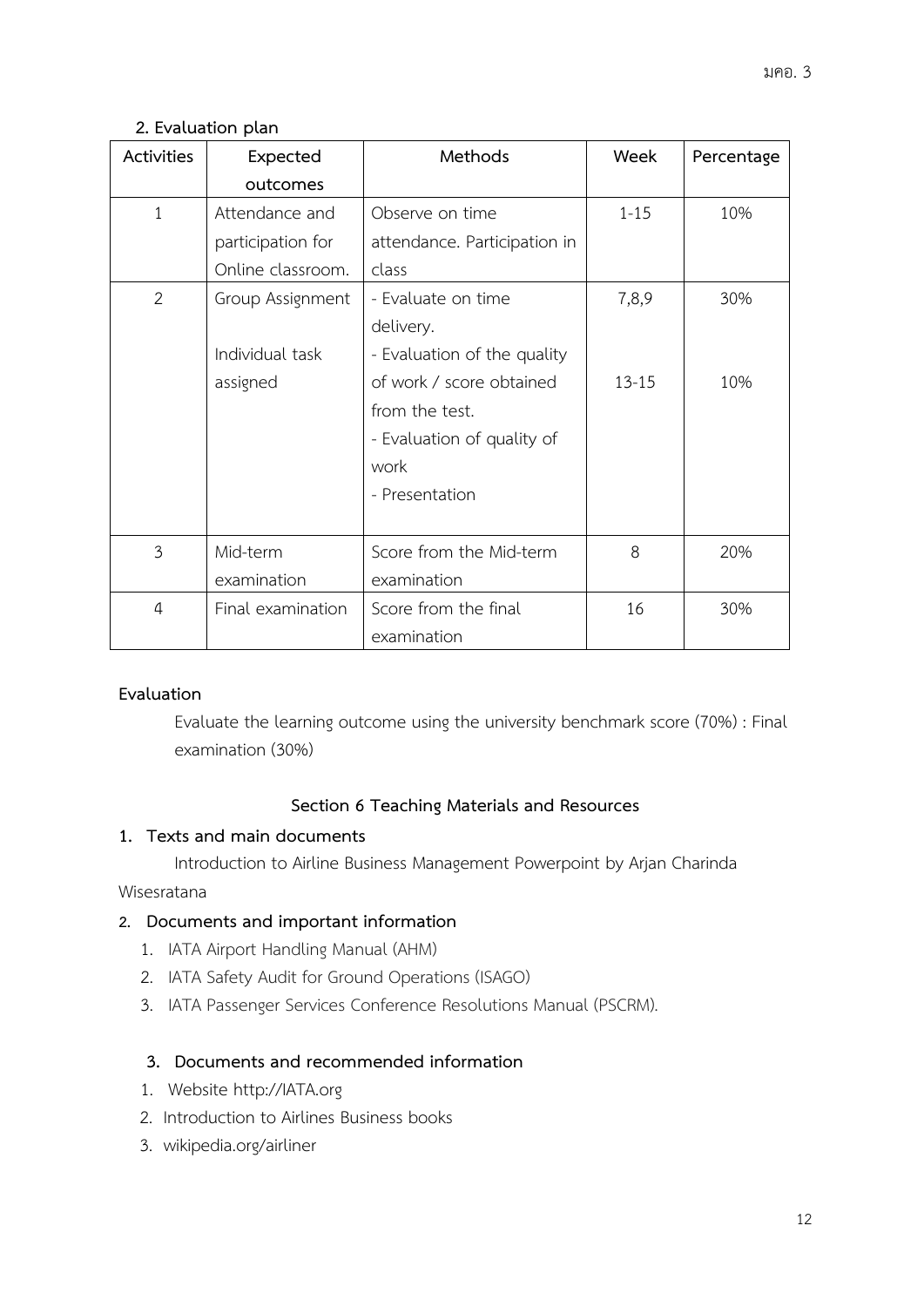## 2. Evaluation plan

| Activities | Expected outcomes | Methods | Week | Percentage |
|---|---|---|---|---|
| 1 | Attendance and participation for Online classroom. | Observe on time attendance. Participation in class | 1-15 | 10% |
| 2 | Group Assignment<br><br>Individual task assigned | - Evaluate on time delivery.<br>- Evaluation of the quality of work / score obtained from the test.<br>- Evaluation of quality of work<br>- Presentation | 7,8,9<br><br>13-15 | 30%<br><br>10% |
| 3 | Mid-term examination | Score from the Mid-term examination | 8 | 20% |
| 4 | Final examination | Score from the final examination | 16 | 30% |

**Evaluation**

Evaluate the learning outcome using the university benchmark score (70%) : Final examination (30%)

## Section 6 Teaching Materials and Resources

### 1. Texts and main documents

Introduction to Airline Business Management Powerpoint by Arjan Charinda Wisesratana

### 2. Documents and important information

1. IATA Airport Handling Manual (AHM)
2. IATA Safety Audit for Ground Operations (ISAGO)
3. IATA Passenger Services Conference Resolutions Manual (PSCRM).

### 3. Documents and recommended information

1. Website http://IATA.org
2. Introduction to Airlines Business books
3. wikipedia.org/airliner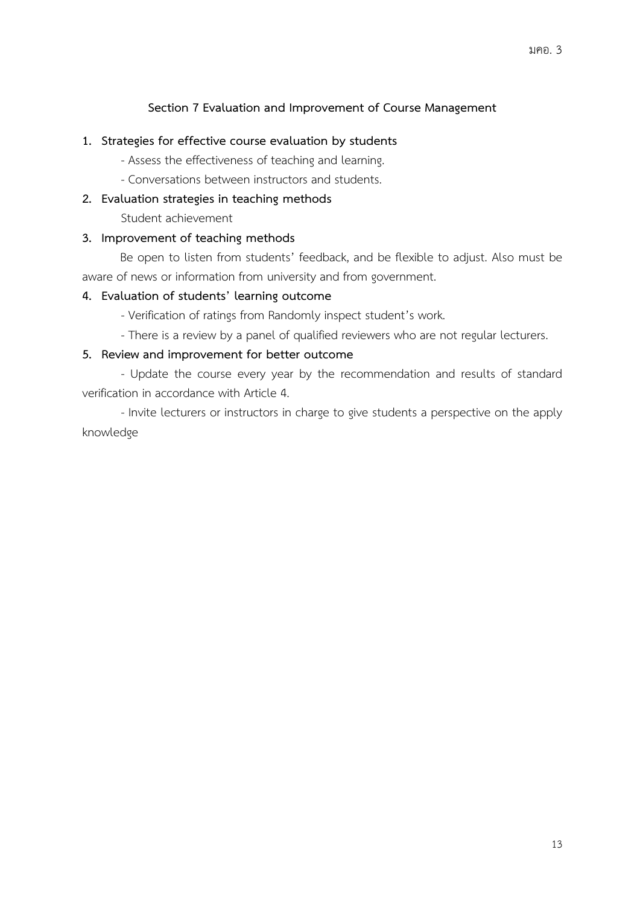## Section 7 Evaluation and Improvement of Course Management

**1. Strategies for effective course evaluation by students**

- Assess the effectiveness of teaching and learning.
- Conversations between instructors and students.

**2. Evaluation strategies in teaching methods**

Student achievement

**3. Improvement of teaching methods**

Be open to listen from students' feedback, and be flexible to adjust. Also must be aware of news or information from university and from government.

**4. Evaluation of students' learning outcome**

- Verification of ratings from Randomly inspect student's work.
- There is a review by a panel of qualified reviewers who are not regular lecturers.

**5. Review and improvement for better outcome**

- Update the course every year by the recommendation and results of standard verification in accordance with Article 4.
- Invite lecturers or instructors in charge to give students a perspective on the apply knowledge